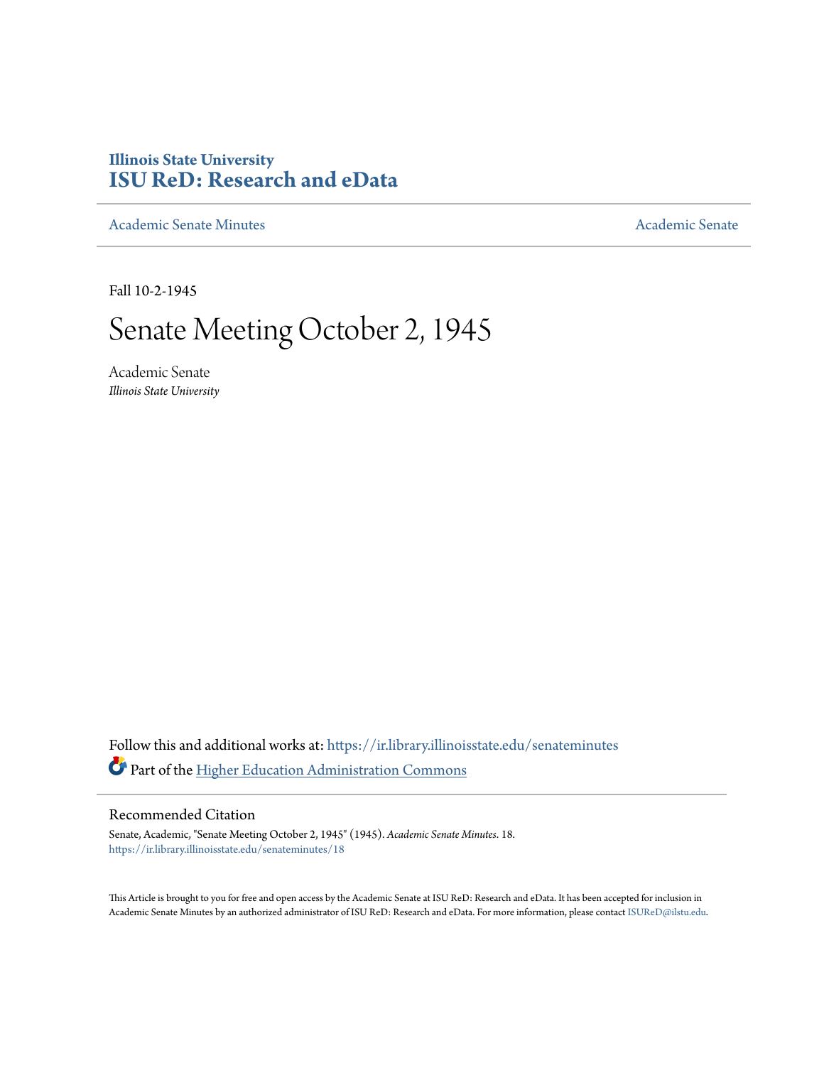**Illinois State University**
**ISU ReD: Research and eData**

Academic Senate Minutes | Academic Senate

Fall 10-2-1945

# Senate Meeting October 2, 1945

Academic Senate
*Illinois State University*

Follow this and additional works at: https://ir.library.illinoisstate.edu/senateminutes

Part of the Higher Education Administration Commons

## Recommended Citation

Senate, Academic, "Senate Meeting October 2, 1945" (1945). *Academic Senate Minutes*. 18.
https://ir.library.illinoisstate.edu/senateminutes/18

This Article is brought to you for free and open access by the Academic Senate at ISU ReD: Research and eData. It has been accepted for inclusion in Academic Senate Minutes by an authorized administrator of ISU ReD: Research and eData. For more information, please contact ISUReD@ilstu.edu.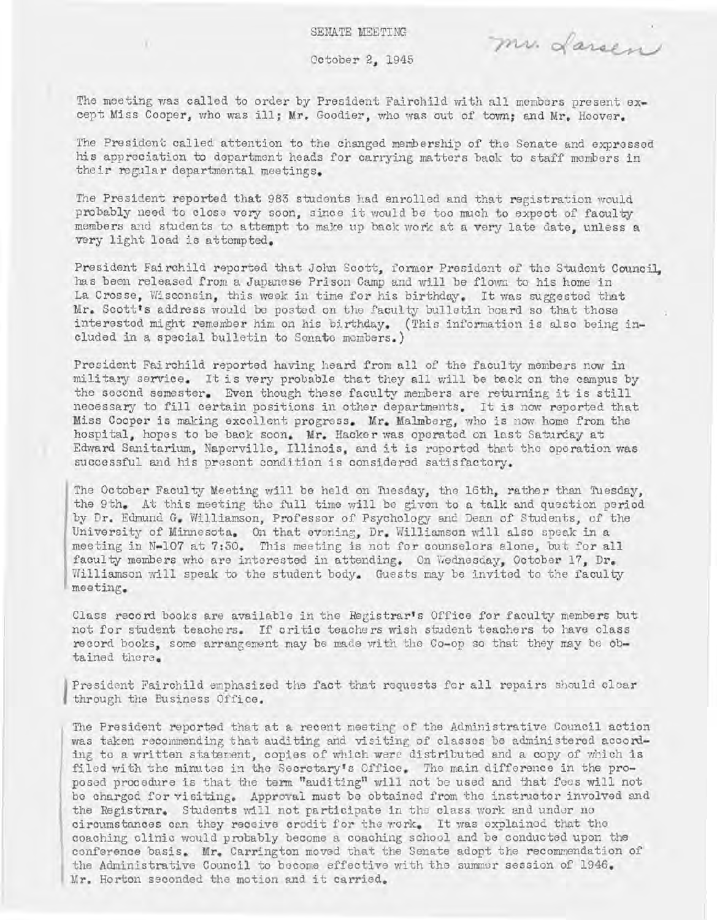SENATE MEETING

October 2, 1945

Mr. Larsen

The meeting was called to order by President Fairchild with all members present except Miss Cooper, who was ill; Mr. Goodier, who was out of town; and Mr. Hoover.

The President called attention to the changed membership of the Senate and expressed his appreciation to department heads for carrying matters back to staff members in their regular departmental meetings.

The President reported that 983 students had enrolled and that registration would probably need to close very soon, since it would be too much to expect of faculty members and students to attempt to make up back work at a very late date, unless a very light load is attempted.

President Fairchild reported that John Scott, former President of the Student Council, has been released from a Japanese Prison Camp and will be flown to his home in La Crosse, Wisconsin, this week in time for his birthday. It was suggested that Mr. Scott's address would be posted on the faculty bulletin board so that those interested might remember him on his birthday. (This information is also being included in a special bulletin to Senate members.)

President Fairchild reported having heard from all of the faculty members now in military service. It is very probable that they all will be back on the campus by the second semester. Even though these faculty members are returning it is still necessary to fill certain positions in other departments. It is now reported that Miss Cooper is making excellent progress. Mr. Malmberg, who is now home from the hospital, hopes to be back soon. Mr. Hacker was operated on last Saturday at Edward Sanitarium, Naperville, Illinois, and it is reported that the operation was successful and his present condition is considered satisfactory.

The October Faculty Meeting will be held on Tuesday, the 16th, rather than Tuesday, the 9th. At this meeting the full time will be given to a talk and question period by Dr. Edmund G. Williamson, Professor of Psychology and Dean of Students, of the University of Minnesota. On that evening, Dr. Williamson will also speak in a meeting in N-107 at 7:30. This meeting is not for counselors alone, but for all faculty members who are interested in attending. On Wednesday, October 17, Dr. Williamson will speak to the student body. Guests may be invited to the faculty meeting.

Class record books are available in the Registrar's Office for faculty members but not for student teachers. If critic teachers wish student teachers to have class record books, some arrangement may be made with the Co-op so that they may be obtained there.

President Fairchild emphasized the fact that requests for all repairs should clear through the Business Office.

The President reported that at a recent meeting of the Administrative Council action was taken recommending that auditing and visiting of classes be administered according to a written statement, copies of which were distributed and a copy of which is filed with the minutes in the Secretary's Office. The main difference in the proposed procedure is that the term "auditing" will not be used and that fees will not be charged for visiting. Approval must be obtained from the instructor involved and the Registrar. Students will not participate in the class work and under no circumstances can they receive credit for the work. It was explained that the coaching clinic would probably become a coaching school and be conducted upon the conference basis. Mr. Carrington moved that the Senate adopt the recommendation of the Administrative Council to become effective with the summer session of 1946. Mr. Horton seconded the motion and it carried.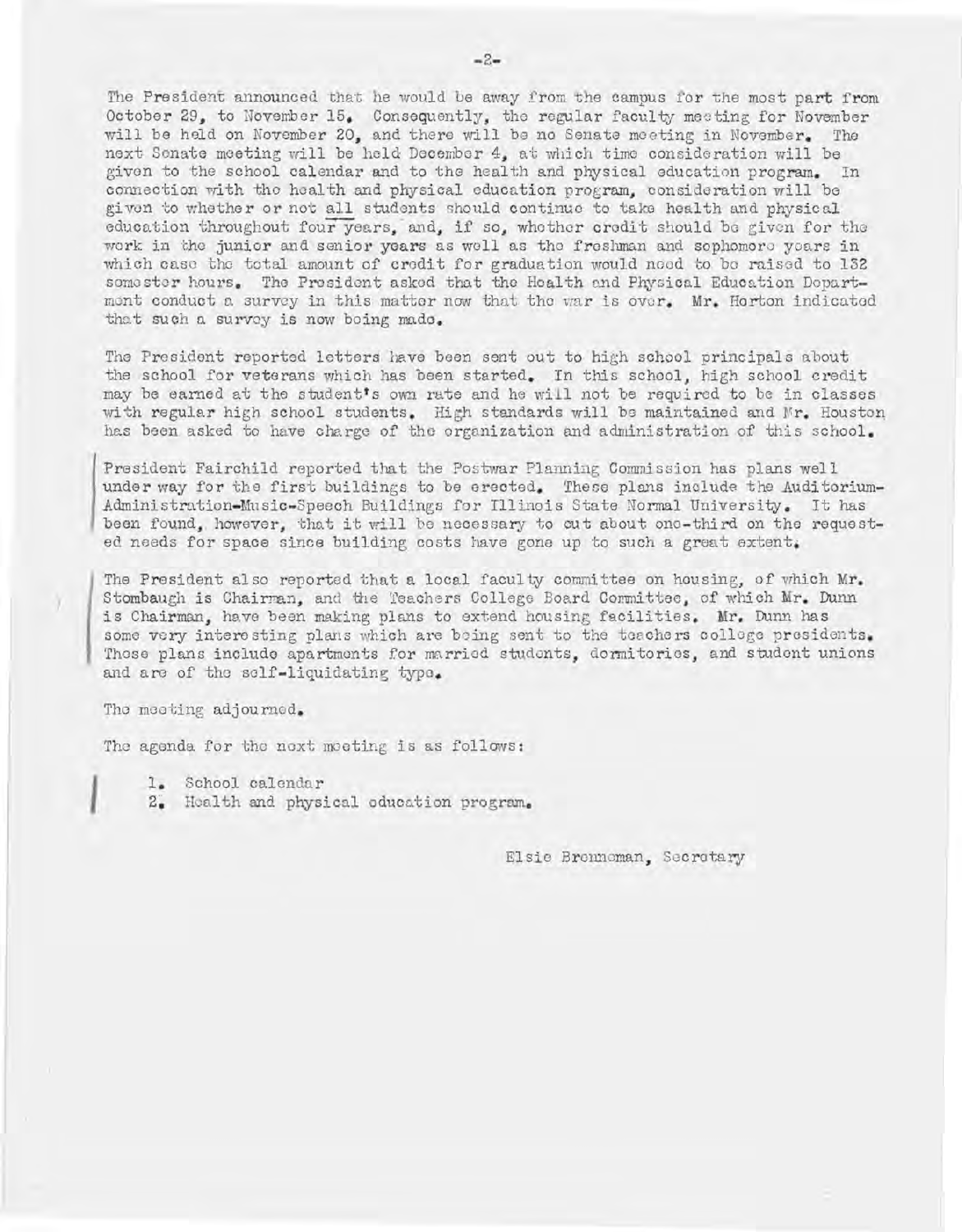The President announced that he would be away from the campus for the most part from October 29, to November 15. Consequently, the regular faculty meeting for November will be held on November 20, and there will be no Senate meeting in November. The next Senate meeting will be held December 4, at which time consideration will be given to the school calendar and to the health and physical education program. In connection with the health and physical education program, consideration will be given to whether or not <u>all</u> students should continue to take health and physical education throughout <u>four</u> years, and, if so, whether credit should be given for the work in the junior and senior years as well as the freshman and sophomore years in which case the total amount of credit for graduation would need to be raised to 132 semester hours. The President asked that the Health and Physical Education Department conduct a survey in this matter now that the war is over. Mr. Horton indicated that such a survey is now being made.

The President reported letters have been sent out to high school principals about the school for veterans which has been started. In this school, high school credit may be earned at the student's own rate and he will not be required to be in classes with regular high school students. High standards will be maintained and Mr. Houston has been asked to have charge of the organization and administration of this school.

President Fairchild reported that the Postwar Planning Commission has plans well under way for the first buildings to be erected. These plans include the Auditorium-Administration-Music-Speech Buildings for Illinois State Normal University. It has been found, however, that it will be necessary to cut about one-third on the requested needs for space since building costs have gone up to such a great extent.

The President also reported that a local faculty committee on housing, of which Mr. Stombaugh is Chairman, and the Teachers College Board Committee, of which Mr. Dunn is Chairman, have been making plans to extend housing facilities. Mr. Dunn has some very interesting plans which are being sent to the teachers college presidents. These plans include apartments for married students, dormitories, and student unions and are of the self-liquidating type.

The meeting adjourned.

The agenda for the next meeting is as follows:

1. School calendar
2. Health and physical education program.

Elsie Brenneman, Secretary